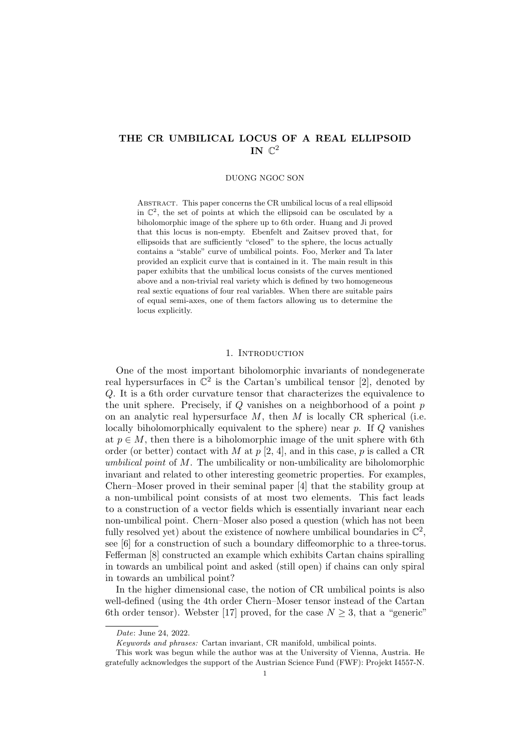# THE CR UMBILICAL LOCUS OF A REAL ELLIPSOID IN $\mathbb{C}^2$

DUONG NGOC SON

Abstract. This paper concerns the CR umbilical locus of a real ellipsoid in $\mathbb{C}^2$, the set of points at which the ellipsoid can be osculated by a biholomorphic image of the sphere up to 6th order. Huang and Ji proved that this locus is non-empty. Ebenfelt and Zaitsev proved that, for ellipsoids that are sufficiently "closed" to the sphere, the locus actually contains a "stable" curve of umbilical points. Foo, Merker and Ta later provided an explicit curve that is contained in it. The main result in this paper exhibits that the umbilical locus consists of the curves mentioned above and a non-trivial real variety which is defined by two homogeneous real sextic equations of four real variables. When there are suitable pairs of equal semi-axes, one of them factors allowing us to determine the locus explicitly.

## 1. Introduction

One of the most important biholomorphic invariants of nondegenerate real hypersurfaces in $\mathbb{C}^2$ is the Cartan's umbilical tensor [2], denoted by $Q$. It is a 6th order curvature tensor that characterizes the equivalence to the unit sphere. Precisely, if $Q$ vanishes on a neighborhood of a point $p$ on an analytic real hypersurface $M$, then $M$ is locally CR spherical (i.e. locally biholomorphically equivalent to the sphere) near $p$. If $Q$ vanishes at $p \in M$, then there is a biholomorphic image of the unit sphere with 6th order (or better) contact with $M$ at $p$ [2, 4], and in this case, $p$ is called a CR *umbilical point* of $M$. The umbilicality or non-umbilicality are biholomorphic invariant and related to other interesting geometric properties. For examples, Chern–Moser proved in their seminal paper [4] that the stability group at a non-umbilical point consists of at most two elements. This fact leads to a construction of a vector fields which is essentially invariant near each non-umbilical point. Chern–Moser also posed a question (which has not been fully resolved yet) about the existence of nowhere umbilical boundaries in $\mathbb{C}^2$, see [6] for a construction of such a boundary diffeomorphic to a three-torus. Fefferman [8] constructed an example which exhibits Cartan chains spiralling in towards an umbilical point and asked (still open) if chains can only spiral in towards an umbilical point?

In the higher dimensional case, the notion of CR umbilical points is also well-defined (using the 4th order Chern–Moser tensor instead of the Cartan 6th order tensor). Webster [17] proved, for the case $N \geq 3$, that a "generic"

---

*Date*: June 24, 2022.

*Keywords and phrases:* Cartan invariant, CR manifold, umbilical points.

This work was begun while the author was at the University of Vienna, Austria. He gratefully acknowledges the support of the Austrian Science Fund (FWF): Projekt I4557-N.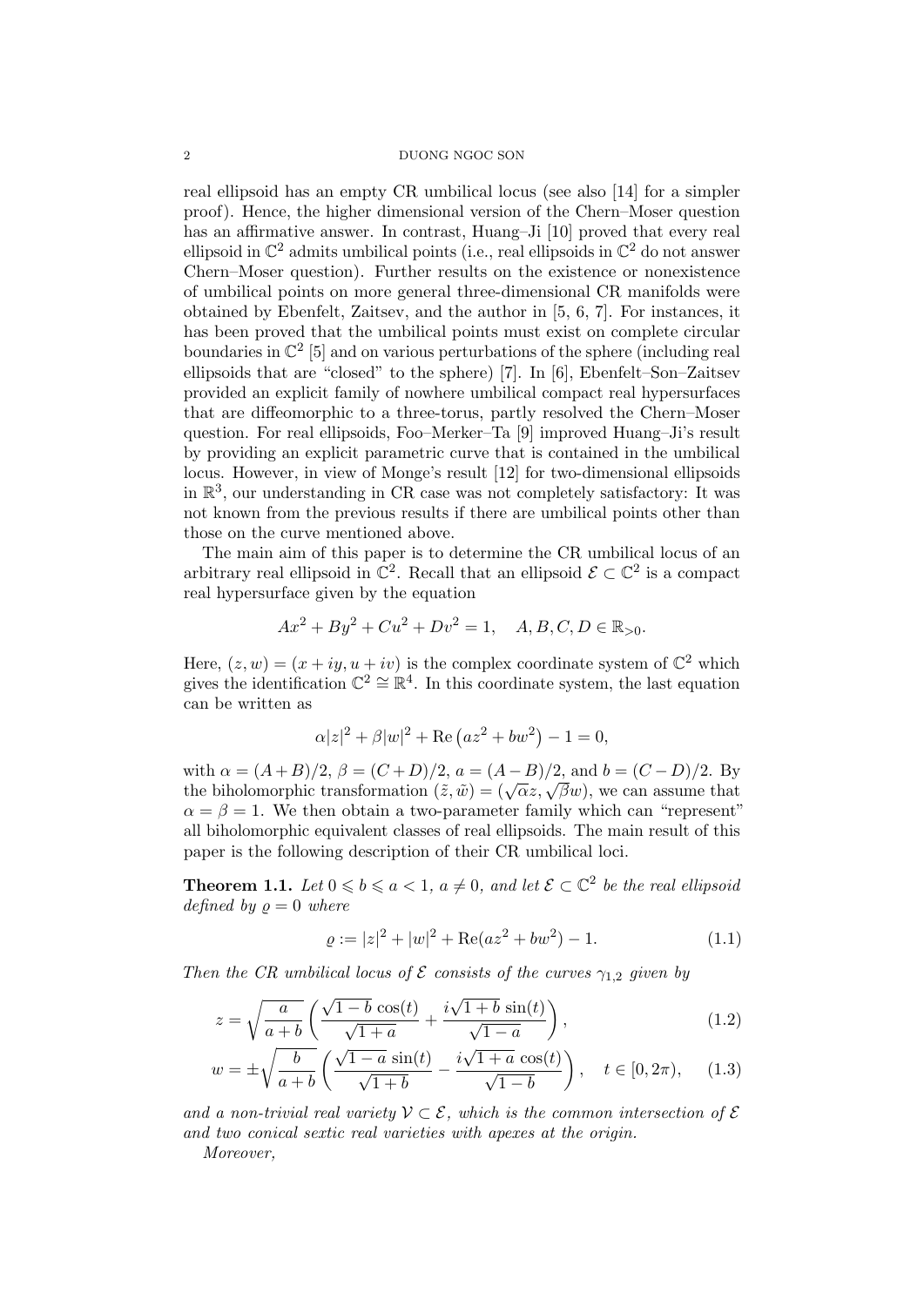real ellipsoid has an empty CR umbilical locus (see also [14] for a simpler proof). Hence, the higher dimensional version of the Chern–Moser question has an affirmative answer. In contrast, Huang–Ji [10] proved that every real ellipsoid in $\mathbb{C}^2$ admits umbilical points (i.e., real ellipsoids in $\mathbb{C}^2$ do not answer Chern–Moser question). Further results on the existence or nonexistence of umbilical points on more general three-dimensional CR manifolds were obtained by Ebenfelt, Zaitsev, and the author in [5, 6, 7]. For instances, it has been proved that the umbilical points must exist on complete circular boundaries in $\mathbb{C}^2$ [5] and on various perturbations of the sphere (including real ellipsoids that are "closed" to the sphere) [7]. In [6], Ebenfelt–Son–Zaitsev provided an explicit family of nowhere umbilical compact real hypersurfaces that are diffeomorphic to a three-torus, partly resolved the Chern–Moser question. For real ellipsoids, Foo–Merker–Ta [9] improved Huang–Ji's result by providing an explicit parametric curve that is contained in the umbilical locus. However, in view of Monge's result [12] for two-dimensional ellipsoids in $\mathbb{R}^3$, our understanding in CR case was not completely satisfactory: It was not known from the previous results if there are umbilical points other than those on the curve mentioned above.

The main aim of this paper is to determine the CR umbilical locus of an arbitrary real ellipsoid in $\mathbb{C}^2$. Recall that an ellipsoid $\mathcal{E} \subset \mathbb{C}^2$ is a compact real hypersurface given by the equation

$$Ax^2 + By^2 + Cu^2 + Dv^2 = 1, \quad A, B, C, D \in \mathbb{R}_{>0}.$$

Here, $(z, w) = (x + iy, u + iv)$ is the complex coordinate system of $\mathbb{C}^2$ which gives the identification $\mathbb{C}^2 \cong \mathbb{R}^4$. In this coordinate system, the last equation can be written as

$$\alpha|z|^2 + \beta|w|^2 + \operatorname{Re}\left(az^2 + bw^2\right) - 1 = 0,$$

with $\alpha = (A+B)/2$, $\beta = (C+D)/2$, $a = (A-B)/2$, and $b = (C-D)/2$. By the biholomorphic transformation $(\tilde{z}, \tilde{w}) = (\sqrt{\alpha}z, \sqrt{\beta}w)$, we can assume that $\alpha = \beta = 1$. We then obtain a two-parameter family which can "represent" all biholomorphic equivalent classes of real ellipsoids. The main result of this paper is the following description of their CR umbilical loci.

**Theorem 1.1.** *Let $0 \leqslant b \leqslant a < 1$, $a \neq 0$, and let $\mathcal{E} \subset \mathbb{C}^2$ be the real ellipsoid defined by $\varrho = 0$ where*

$$\varrho := |z|^2 + |w|^2 + \operatorname{Re}(az^2 + bw^2) - 1. \tag{1.1}$$

*Then the CR umbilical locus of $\mathcal{E}$ consists of the curves $\gamma_{1,2}$ given by*

$$z = \sqrt{\frac{a}{a+b}}\left(\frac{\sqrt{1-b}\,\cos(t)}{\sqrt{1+a}} + \frac{i\sqrt{1+b}\,\sin(t)}{\sqrt{1-a}}\right), \tag{1.2}$$

$$w = \pm\sqrt{\frac{b}{a+b}}\left(\frac{\sqrt{1-a}\,\sin(t)}{\sqrt{1+b}} - \frac{i\sqrt{1+a}\,\cos(t)}{\sqrt{1-b}}\right), \quad t \in [0, 2\pi), \tag{1.3}$$

*and a non-trivial real variety $\mathcal{V} \subset \mathcal{E}$, which is the common intersection of $\mathcal{E}$ and two conical sextic real varieties with apexes at the origin.*

*Moreover,*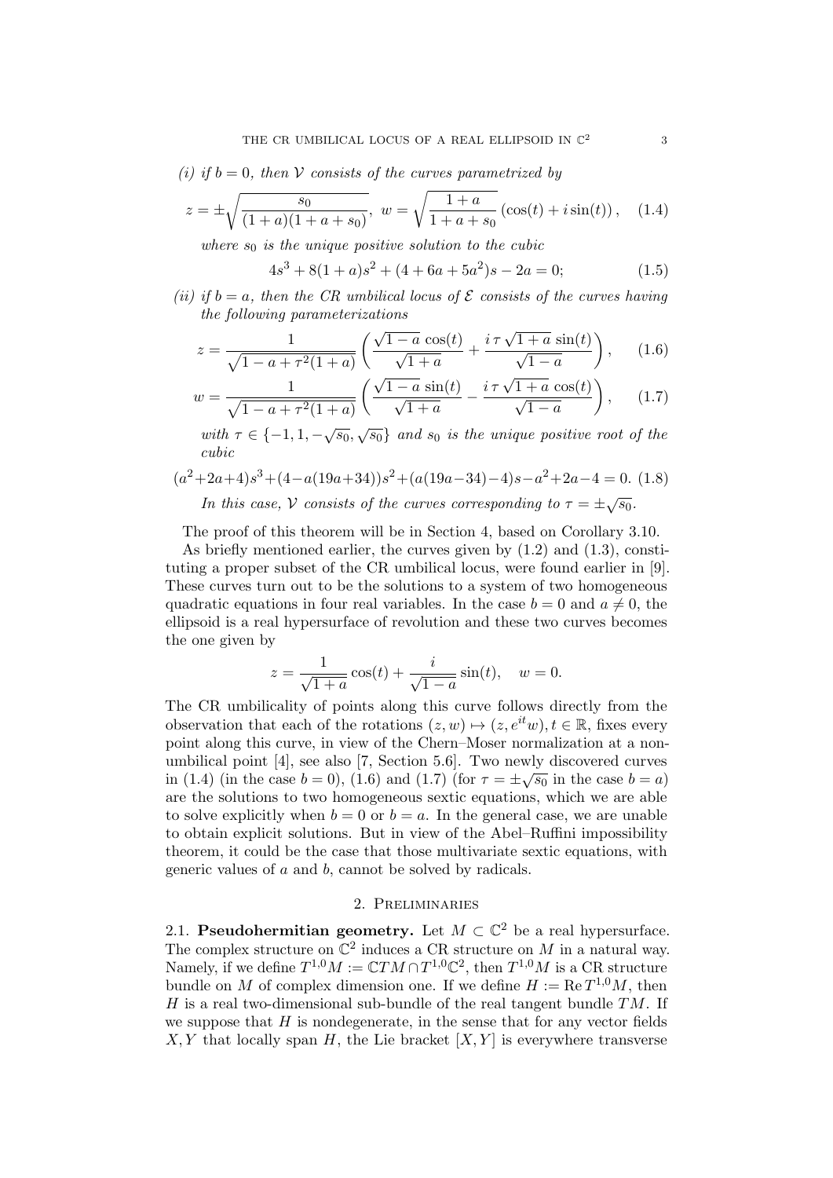*(i) if $b = 0$, then $\mathcal{V}$ consists of the curves parametrized by*

$$z = \pm\sqrt{\frac{s_0}{(1+a)(1+a+s_0)}},\ w = \sqrt{\frac{1+a}{1+a+s_0}}\left(\cos(t) + i\sin(t)\right), \quad (1.4)$$

*where $s_0$ is the unique positive solution to the cubic*

$$4s^3 + 8(1+a)s^2 + (4+6a+5a^2)s - 2a = 0; \quad (1.5)$$

*(ii) if $b = a$, then the CR umbilical locus of $\mathcal{E}$ consists of the curves having the following parameterizations*

$$z = \frac{1}{\sqrt{1-a+\tau^2(1+a)}}\left(\frac{\sqrt{1-a}\,\cos(t)}{\sqrt{1+a}} + \frac{i\,\tau\sqrt{1+a}\,\sin(t)}{\sqrt{1-a}}\right), \quad (1.6)$$

$$w = \frac{1}{\sqrt{1-a+\tau^2(1+a)}}\left(\frac{\sqrt{1-a}\,\sin(t)}{\sqrt{1+a}} - \frac{i\,\tau\sqrt{1+a}\,\cos(t)}{\sqrt{1-a}}\right), \quad (1.7)$$

*with $\tau \in \{-1, 1, -\sqrt{s_0}, \sqrt{s_0}\}$ and $s_0$ is the unique positive root of the cubic*

$$(a^2+2a+4)s^3 + (4-a(19a+34))s^2 + (a(19a-34)-4)s - a^2+2a-4 = 0. \quad (1.8)$$

*In this case, $\mathcal{V}$ consists of the curves corresponding to $\tau = \pm\sqrt{s_0}$.*

The proof of this theorem will be in Section 4, based on Corollary 3.10.

As briefly mentioned earlier, the curves given by (1.2) and (1.3), constituting a proper subset of the CR umbilical locus, were found earlier in [9]. These curves turn out to be the solutions to a system of two homogeneous quadratic equations in four real variables. In the case $b = 0$ and $a \neq 0$, the ellipsoid is a real hypersurface of revolution and these two curves becomes the one given by

$$z = \frac{1}{\sqrt{1+a}}\cos(t) + \frac{i}{\sqrt{1-a}}\sin(t), \quad w = 0.$$

The CR umbilicality of points along this curve follows directly from the observation that each of the rotations $(z, w) \mapsto (z, e^{it}w), t \in \mathbb{R}$, fixes every point along this curve, in view of the Chern–Moser normalization at a non-umbilical point [4], see also [7, Section 5.6]. Two newly discovered curves in (1.4) (in the case $b = 0$), (1.6) and (1.7) (for $\tau = \pm\sqrt{s_0}$ in the case $b = a$) are the solutions to two homogeneous sextic equations, which we are able to solve explicitly when $b = 0$ or $b = a$. In the general case, we are unable to obtain explicit solutions. But in view of the Abel–Ruffini impossibility theorem, it could be the case that those multivariate sextic equations, with generic values of $a$ and $b$, cannot be solved by radicals.

## 2. Preliminaries

**2.1. Pseudohermitian geometry.** Let $M \subset \mathbb{C}^2$ be a real hypersurface. The complex structure on $\mathbb{C}^2$ induces a CR structure on $M$ in a natural way. Namely, if we define $T^{1,0}M := \mathbb{C}TM \cap T^{1,0}\mathbb{C}^2$, then $T^{1,0}M$ is a CR structure bundle on $M$ of complex dimension one. If we define $H := \operatorname{Re} T^{1,0}M$, then $H$ is a real two-dimensional sub-bundle of the real tangent bundle $TM$. If we suppose that $H$ is nondegenerate, in the sense that for any vector fields $X, Y$ that locally span $H$, the Lie bracket $[X, Y]$ is everywhere transverse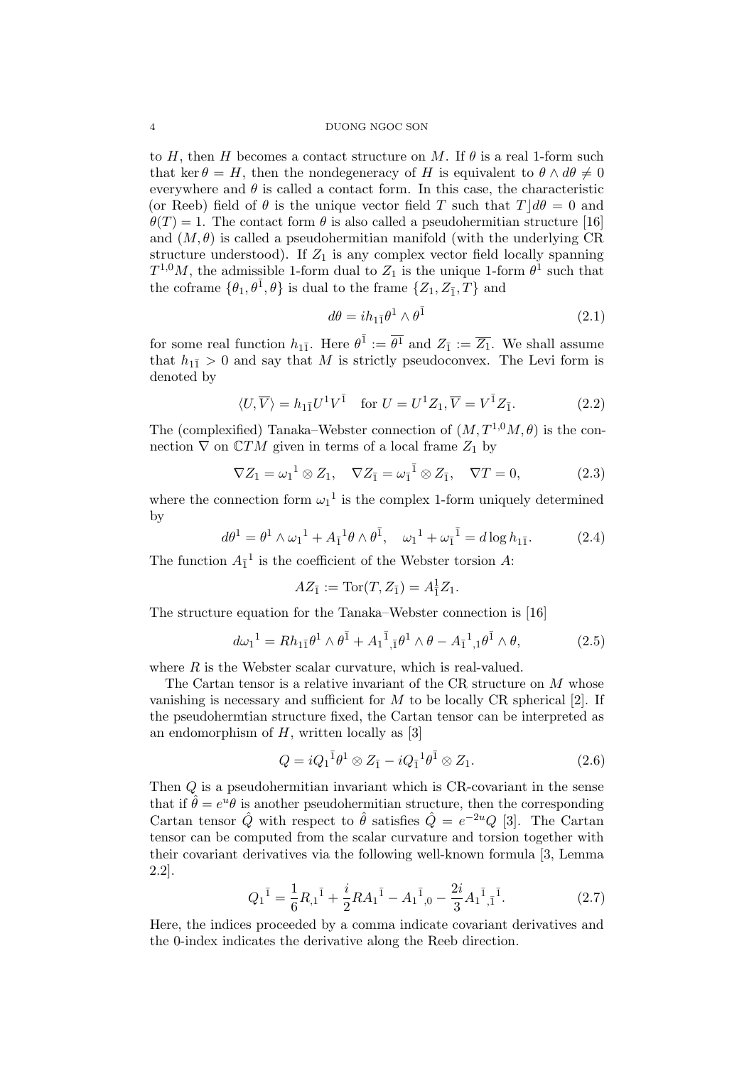to $H$, then $H$ becomes a contact structure on $M$. If $\theta$ is a real 1-form such that $\ker \theta = H$, then the nondegeneracy of $H$ is equivalent to $\theta \wedge d\theta \neq 0$ everywhere and $\theta$ is called a contact form. In this case, the characteristic (or Reeb) field of $\theta$ is the unique vector field $T$ such that $T \rfloor d\theta = 0$ and $\theta(T) = 1$. The contact form $\theta$ is also called a pseudohermitian structure [16] and $(M, \theta)$ is called a pseudohermitian manifold (with the underlying CR structure understood). If $Z_1$ is any complex vector field locally spanning $T^{1,0}M$, the admissible 1-form dual to $Z_1$ is the unique 1-form $\theta^1$ such that the coframe $\{\theta_1, \theta^{\bar{1}}, \theta\}$ is dual to the frame $\{Z_1, Z_{\bar{1}}, T\}$ and

$$d\theta = i h_{1\bar{1}} \theta^1 \wedge \theta^{\bar{1}} \tag{2.1}$$

for some real function $h_{1\bar{1}}$. Here $\theta^{\bar{1}} := \overline{\theta^1}$ and $Z_{\bar{1}} := \overline{Z_1}$. We shall assume that $h_{1\bar{1}} > 0$ and say that $M$ is strictly pseudoconvex. The Levi form is denoted by

$$\langle U, \overline{V} \rangle = h_{1\bar{1}} U^1 V^{\bar{1}} \quad \text{for } U = U^1 Z_1, \overline{V} = V^{\bar{1}} Z_{\bar{1}}. \tag{2.2}$$

The (complexified) Tanaka–Webster connection of $(M, T^{1,0}M, \theta)$ is the connection $\nabla$ on $\mathbb{C}TM$ given in terms of a local frame $Z_1$ by

$$\nabla Z_1 = \omega_1{}^1 \otimes Z_1, \quad \nabla Z_{\bar{1}} = \omega_{\bar{1}}{}^{\bar{1}} \otimes Z_{\bar{1}}, \quad \nabla T = 0, \tag{2.3}$$

where the connection form $\omega_1{}^1$ is the complex 1-form uniquely determined by

$$d\theta^1 = \theta^1 \wedge \omega_1{}^1 + A_{\bar{1}}{}^1 \theta \wedge \theta^{\bar{1}}, \quad \omega_1{}^1 + \omega_{\bar{1}}{}^{\bar{1}} = d \log h_{1\bar{1}}. \tag{2.4}$$

The function $A_{\bar{1}}{}^1$ is the coefficient of the Webster torsion $A$:

$$A Z_{\bar{1}} := \operatorname{Tor}(T, Z_{\bar{1}}) = A_{\bar{1}}^1 Z_1.$$

The structure equation for the Tanaka–Webster connection is [16]

$$d\omega_1{}^1 = R h_{1\bar{1}} \theta^1 \wedge \theta^{\bar{1}} + A_1{}^{\bar{1}}{}_{,\bar{1}} \theta^1 \wedge \theta - A_{\bar{1}}{}^1{}_{,1} \theta^{\bar{1}} \wedge \theta, \tag{2.5}$$

where $R$ is the Webster scalar curvature, which is real-valued.

The Cartan tensor is a relative invariant of the CR structure on $M$ whose vanishing is necessary and sufficient for $M$ to be locally CR spherical [2]. If the pseudohermtian structure fixed, the Cartan tensor can be interpreted as an endomorphism of $H$, written locally as [3]

$$Q = i Q_1{}^{\bar{1}} \theta^1 \otimes Z_{\bar{1}} - i Q_{\bar{1}}{}^1 \theta^{\bar{1}} \otimes Z_1. \tag{2.6}$$

Then $Q$ is a pseudohermitian invariant which is CR-covariant in the sense that if $\hat{\theta} = e^u \theta$ is another pseudohermitian structure, then the corresponding Cartan tensor $\hat{Q}$ with respect to $\hat{\theta}$ satisfies $\hat{Q} = e^{-2u} Q$ [3]. The Cartan tensor can be computed from the scalar curvature and torsion together with their covariant derivatives via the following well-known formula [3, Lemma 2.2].

$$Q_1{}^{\bar{1}} = \frac{1}{6} R_{,1}{}^{\bar{1}} + \frac{i}{2} R A_1{}^{\bar{1}} - A_1{}^{\bar{1}}{}_{,0} - \frac{2i}{3} A_1{}^{\bar{1}}{}_{,\bar{1}}{}^{\bar{1}}. \tag{2.7}$$

Here, the indices proceeded by a comma indicate covariant derivatives and the 0-index indicates the derivative along the Reeb direction.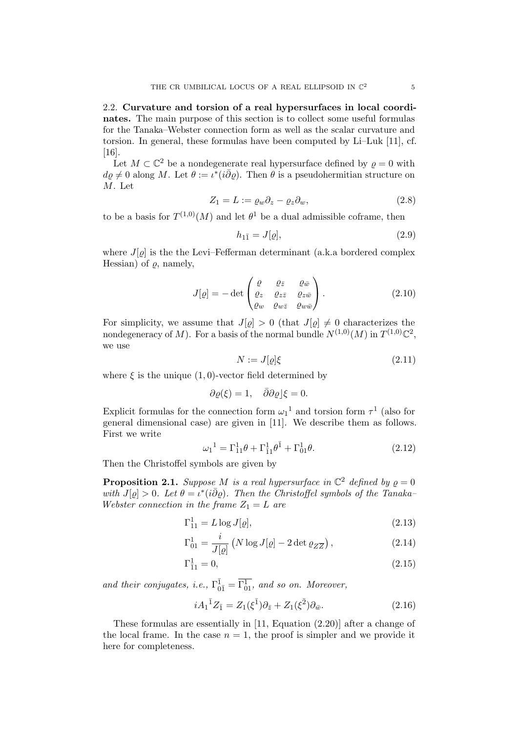2.2. **Curvature and torsion of a real hypersurfaces in local coordinates.** The main purpose of this section is to collect some useful formulas for the Tanaka–Webster connection form as well as the scalar curvature and torsion. In general, these formulas have been computed by Li–Luk [11], cf. [16].

Let $M \subset \mathbb{C}^2$ be a nondegenerate real hypersurface defined by $\varrho = 0$ with $d\varrho \neq 0$ along $M$. Let $\theta := \iota^*(i\bar{\partial}\varrho)$. Then $\theta$ is a pseudohermitian structure on $M$. Let

$$Z_1 = L := \varrho_w \partial_z - \varrho_z \partial_w, \tag{2.8}$$

to be a basis for $T^{(1,0)}(M)$ and let $\theta^1$ be a dual admissible coframe, then

$$h_{1\bar{1}} = J[\varrho], \tag{2.9}$$

where $J[\varrho]$ is the the Levi–Fefferman determinant (a.k.a bordered complex Hessian) of $\varrho$, namely,

$$J[\varrho] = -\det \begin{pmatrix} \varrho & \varrho_{\bar{z}} & \varrho_{\bar{w}} \\ \varrho_z & \varrho_{z\bar{z}} & \varrho_{z\bar{w}} \\ \varrho_w & \varrho_{w\bar{z}} & \varrho_{w\bar{w}} \end{pmatrix}. \tag{2.10}$$

For simplicity, we assume that $J[\varrho] > 0$ (that $J[\varrho] \neq 0$ characterizes the nondegeneracy of $M$). For a basis of the normal bundle $N^{(1,0)}(M)$ in $T^{(1,0)}\mathbb{C}^2$, we use

$$N := J[\varrho]\xi \tag{2.11}$$

where $\xi$ is the unique $(1,0)$-vector field determined by

$$\partial\varrho(\xi) = 1, \quad \bar{\partial}\partial\varrho \rfloor \xi = 0.$$

Explicit formulas for the connection form $\omega_1{}^1$ and torsion form $\tau^1$ (also for general dimensional case) are given in [11]. We describe them as follows. First we write

$$\omega_1{}^1 = \Gamma_{11}^1 \theta + \Gamma_{\bar{1}1}^1 \theta^{\bar{1}} + \Gamma_{01}^1 \theta. \tag{2.12}$$

Then the Christoffel symbols are given by

**Proposition 2.1.** *Suppose $M$ is a real hypersurface in $\mathbb{C}^2$ defined by $\varrho = 0$ with $J[\varrho] > 0$. Let $\theta = \iota^*(i\bar{\partial}\varrho)$. Then the Christoffel symbols of the Tanaka–Webster connection in the frame $Z_1 = L$ are*

$$\Gamma_{11}^1 = L \log J[\varrho], \tag{2.13}$$

$$\Gamma_{01}^1 = \frac{i}{J[\varrho]} \left( N \log J[\varrho] - 2 \det \varrho_{Z\overline{Z}} \right), \tag{2.14}$$

$$\Gamma_{\bar{1}1}^1 = 0, \tag{2.15}$$

*and their conjugates, i.e., $\Gamma_{0\bar{1}}^{\bar{1}} = \overline{\Gamma_{01}^1}$, and so on. Moreover,*

$$iA_1{}^{\bar{1}} Z_{\bar{1}} = Z_1(\xi^{\bar{1}})\partial_{\bar{z}} + Z_1(\xi^{\bar{2}})\partial_{\bar{w}}. \tag{2.16}$$

These formulas are essentially in [11, Equation (2.20)] after a change of the local frame. In the case $n = 1$, the proof is simpler and we provide it here for completeness.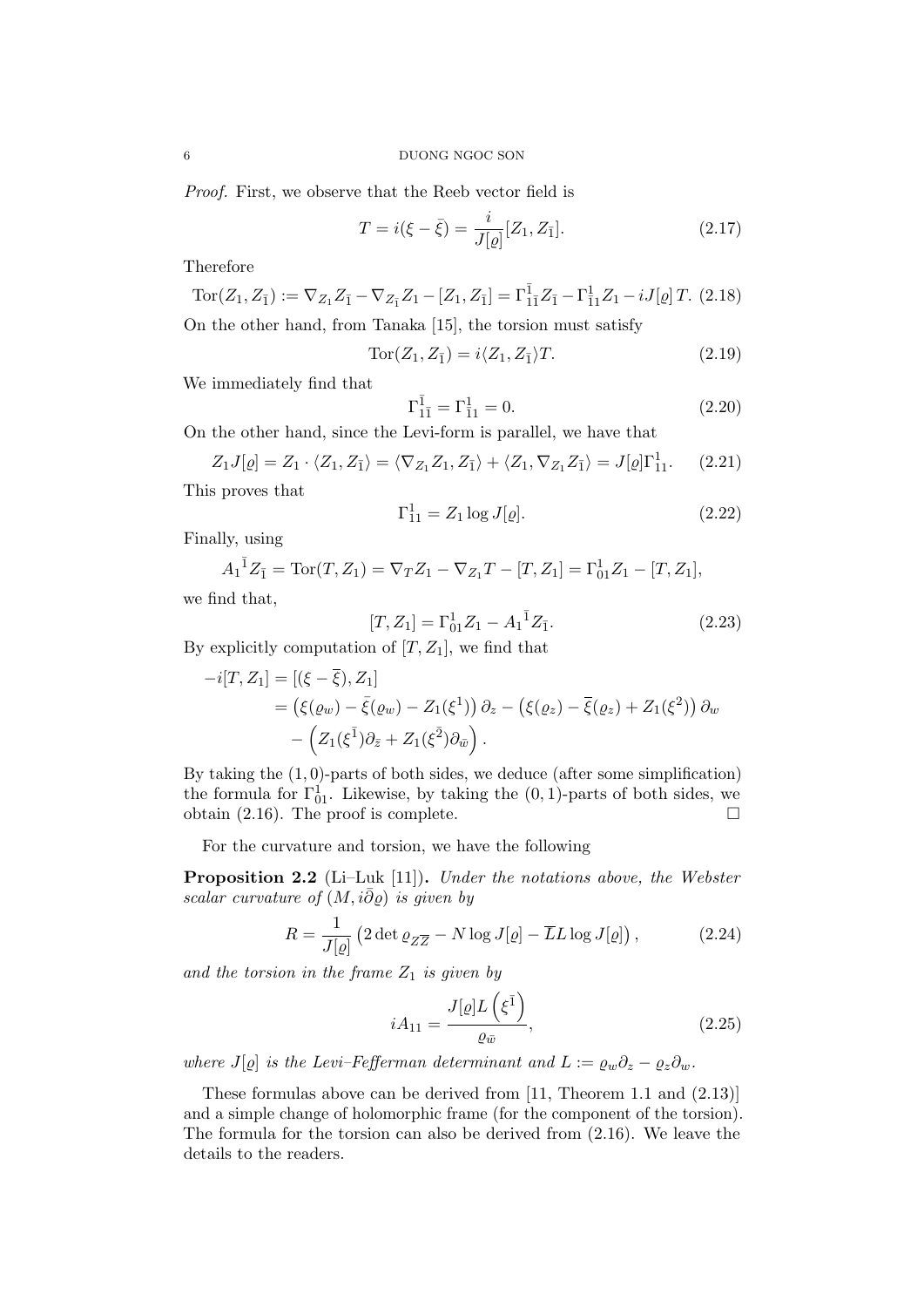*Proof.* First, we observe that the Reeb vector field is

$$T = i(\xi - \bar{\xi}) = \frac{i}{J[\varrho]}[Z_1, Z_{\bar{1}}]. \tag{2.17}$$

Therefore

$$\mathrm{Tor}(Z_1, Z_{\bar{1}}) := \nabla_{Z_1} Z_{\bar{1}} - \nabla_{Z_{\bar{1}}} Z_1 - [Z_1, Z_{\bar{1}}] = \Gamma_{1\bar{1}}^{\bar{1}} Z_{\bar{1}} - \Gamma_{\bar{1}1}^{1} Z_1 - iJ[\varrho]\, T. \tag{2.18}$$

On the other hand, from Tanaka [15], the torsion must satisfy

$$\mathrm{Tor}(Z_1, Z_{\bar{1}}) = i\langle Z_1, Z_{\bar{1}}\rangle T. \tag{2.19}$$

We immediately find that

$$\Gamma_{1\bar{1}}^{\bar{1}} = \Gamma_{\bar{1}1}^{1} = 0. \tag{2.20}$$

On the other hand, since the Levi-form is parallel, we have that

$$Z_1 J[\varrho] = Z_1 \cdot \langle Z_1, Z_{\bar{1}}\rangle = \langle \nabla_{Z_1} Z_1, Z_{\bar{1}}\rangle + \langle Z_1, \nabla_{Z_1} Z_{\bar{1}}\rangle = J[\varrho]\Gamma_{11}^{1}. \tag{2.21}$$

This proves that

$$\Gamma_{11}^{1} = Z_1 \log J[\varrho]. \tag{2.22}$$

Finally, using

$$A_1{}^{\bar{1}} Z_{\bar{1}} = \mathrm{Tor}(T, Z_1) = \nabla_T Z_1 - \nabla_{Z_1} T - [T, Z_1] = \Gamma_{01}^{1} Z_1 - [T, Z_1],$$

we find that,

$$[T, Z_1] = \Gamma_{01}^{1} Z_1 - A_1{}^{\bar{1}} Z_{\bar{1}}. \tag{2.23}$$

By explicitly computation of $[T, Z_1]$, we find that

$$\begin{aligned}
-i[T, Z_1] &= [(\xi - \overline{\xi}), Z_1] \\
&= \left(\xi(\varrho_w) - \bar{\xi}(\varrho_w) - Z_1(\xi^1)\right)\partial_z - \left(\xi(\varrho_z) - \overline{\xi}(\varrho_z) + Z_1(\xi^2)\right)\partial_w \\
&\quad - \left(Z_1(\xi^{\bar{1}})\partial_{\bar{z}} + Z_1(\xi^{\bar{2}})\partial_{\bar{w}}\right).
\end{aligned}$$

By taking the $(1,0)$-parts of both sides, we deduce (after some simplification) the formula for $\Gamma_{01}^{1}$. Likewise, by taking the $(0,1)$-parts of both sides, we obtain (2.16). The proof is complete. $\square$

For the curvature and torsion, we have the following

**Proposition 2.2** (Li–Luk [11])**.** *Under the notations above, the Webster scalar curvature of $(M, i\bar{\partial}\varrho)$ is given by*

$$R = \frac{1}{J[\varrho]}\left(2\det \varrho_{Z\overline{Z}} - N\log J[\varrho] - \overline{L}L\log J[\varrho]\right), \tag{2.24}$$

*and the torsion in the frame $Z_1$ is given by*

$$iA_{11} = \frac{J[\varrho] L\left(\xi^{\bar{1}}\right)}{\varrho_{\bar{w}}}, \tag{2.25}$$

*where $J[\varrho]$ is the Levi–Fefferman determinant and $L := \varrho_w \partial_z - \varrho_z \partial_w$.*

These formulas above can be derived from [11, Theorem 1.1 and (2.13)] and a simple change of holomorphic frame (for the component of the torsion). The formula for the torsion can also be derived from (2.16). We leave the details to the readers.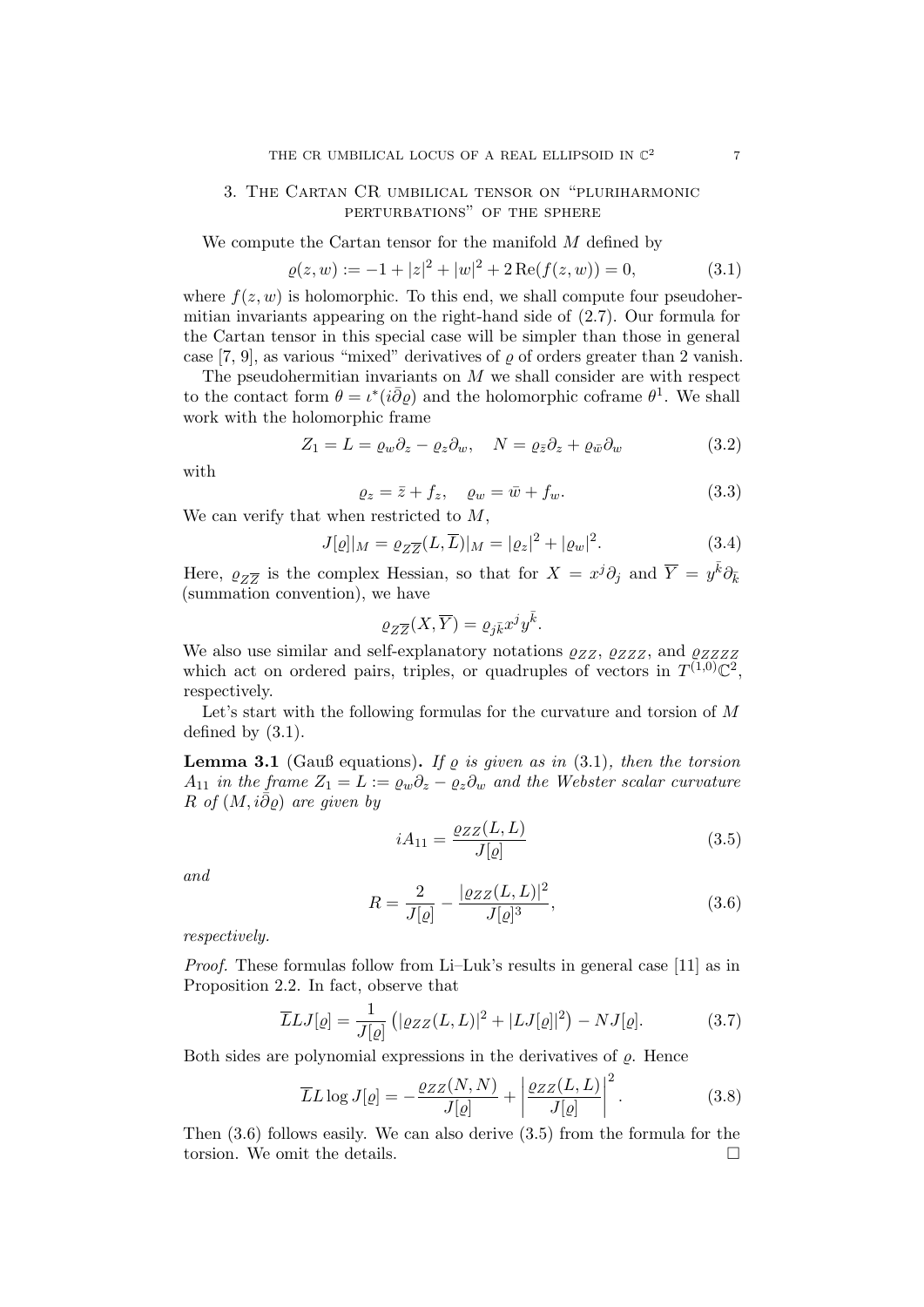## 3. The Cartan CR umbilical tensor on "pluriharmonic perturbations" of the sphere

We compute the Cartan tensor for the manifold $M$ defined by

$$\varrho(z,w) := -1 + |z|^2 + |w|^2 + 2\operatorname{Re}(f(z,w)) = 0, \tag{3.1}$$

where $f(z,w)$ is holomorphic. To this end, we shall compute four pseudohermitian invariants appearing on the right-hand side of (2.7). Our formula for the Cartan tensor in this special case will be simpler than those in general case [7, 9], as various "mixed" derivatives of $\varrho$ of orders greater than 2 vanish.

The pseudohermitian invariants on $M$ we shall consider are with respect to the contact form $\theta = \iota^*(i\bar{\partial}\varrho)$ and the holomorphic coframe $\theta^1$. We shall work with the holomorphic frame

$$Z_1 = L = \varrho_w \partial_z - \varrho_z \partial_w, \quad N = \varrho_{\bar{z}}\partial_z + \varrho_{\bar{w}}\partial_w \tag{3.2}$$

with

$$\varrho_z = \bar{z} + f_z, \quad \varrho_w = \bar{w} + f_w. \tag{3.3}$$

We can verify that when restricted to $M$,

$$J[\varrho]|_M = \varrho_{Z\overline{Z}}(L, \overline{L})|_M = |\varrho_z|^2 + |\varrho_w|^2. \tag{3.4}$$

Here, $\varrho_{Z\overline{Z}}$ is the complex Hessian, so that for $X = x^j \partial_j$ and $\overline{Y} = y^{\bar{k}}\partial_{\bar{k}}$ (summation convention), we have

$$\varrho_{Z\overline{Z}}(X, \overline{Y}) = \varrho_{j\bar{k}} x^j y^{\bar{k}}.$$

We also use similar and self-explanatory notations $\varrho_{ZZ}$, $\varrho_{ZZZ}$, and $\varrho_{ZZZZ}$ which act on ordered pairs, triples, or quadruples of vectors in $T^{(1,0)}\mathbb{C}^2$, respectively.

Let's start with the following formulas for the curvature and torsion of $M$ defined by (3.1).

**Lemma 3.1** (Gauß equations)**.** *If $\varrho$ is given as in* (3.1)*, then the torsion $A_{11}$ in the frame $Z_1 = L := \varrho_w\partial_z - \varrho_z\partial_w$ and the Webster scalar curvature $R$ of $(M, i\bar{\partial}\varrho)$ are given by*

$$iA_{11} = \frac{\varrho_{ZZ}(L,L)}{J[\varrho]} \tag{3.5}$$

*and*

$$R = \frac{2}{J[\varrho]} - \frac{|\varrho_{ZZ}(L,L)|^2}{J[\varrho]^3}, \tag{3.6}$$

*respectively.*

*Proof.* These formulas follow from Li–Luk's results in general case [11] as in Proposition 2.2. In fact, observe that

$$\overline{L}LJ[\varrho] = \frac{1}{J[\varrho]}\left(|\varrho_{ZZ}(L,L)|^2 + |LJ[\varrho]|^2\right) - NJ[\varrho]. \tag{3.7}$$

Both sides are polynomial expressions in the derivatives of $\varrho$. Hence

$$\overline{L}L\log J[\varrho] = -\frac{\varrho_{ZZ}(N,N)}{J[\varrho]} + \left|\frac{\varrho_{ZZ}(L,L)}{J[\varrho]}\right|^2. \tag{3.8}$$

Then (3.6) follows easily. We can also derive (3.5) from the formula for the torsion. We omit the details. $\square$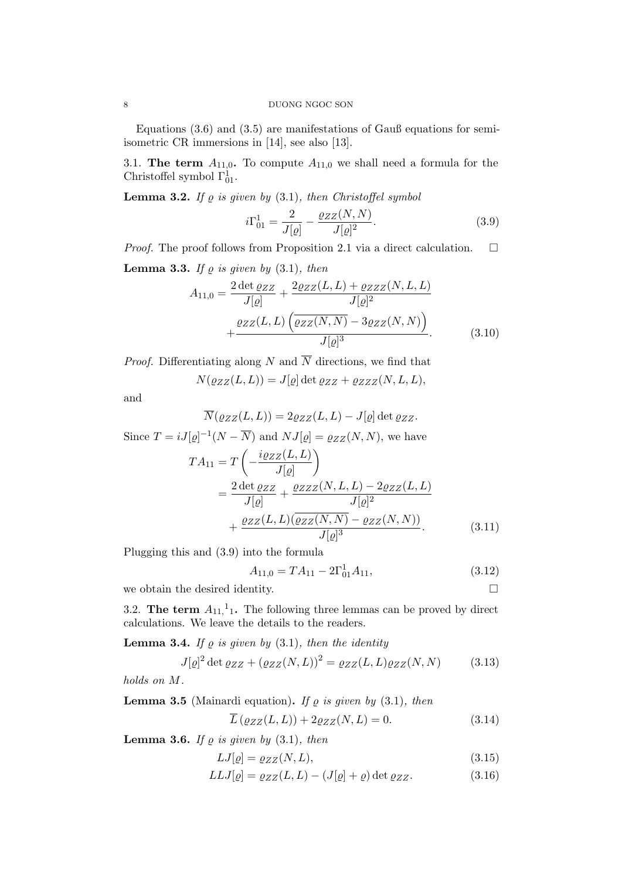Equations (3.6) and (3.5) are manifestations of Gauß equations for semi-isometric CR immersions in [14], see also [13].

3.1. **The term $A_{11,0}$.** To compute $A_{11,0}$ we shall need a formula for the Christoffel symbol $\Gamma_{01}^1$.

**Lemma 3.2.** *If $\varrho$ is given by* (3.1)*, then Christoffel symbol*

$$i\Gamma_{01}^1 = \frac{2}{J[\varrho]} - \frac{\varrho_{Z\bar{Z}}(N,\bar{N})}{J[\varrho]^2}. \tag{3.9}$$

*Proof.* The proof follows from Proposition 2.1 via a direct calculation. □

**Lemma 3.3.** *If $\varrho$ is given by* (3.1)*, then*

$$A_{11,0} = \frac{2\det \varrho_{Z\bar{Z}}}{J[\varrho]} + \frac{2\varrho_{ZZ}(L,L) + \varrho_{ZZZ}(N,L,L)}{J[\varrho]^2} + \frac{\varrho_{ZZ}(L,L)\left(\overline{\varrho_{ZZ}(N,N)} - 3\varrho_{ZZ}(N,N)\right)}{J[\varrho]^3}. \tag{3.10}$$

*Proof.* Differentiating along $N$ and $\overline{N}$ directions, we find that

$$N(\varrho_{ZZ}(L,L)) = J[\varrho]\det \varrho_{Z\bar{Z}} + \varrho_{ZZZ}(N,L,L),$$

and

$$\overline{N}(\varrho_{ZZ}(L,L)) = 2\varrho_{ZZ}(L,L) - J[\varrho]\det \varrho_{Z\bar{Z}}.$$

Since $T = iJ[\varrho]^{-1}(N - \overline{N})$ and $NJ[\varrho] = \varrho_{ZZ}(N,N)$, we have

$$\begin{aligned} TA_{11} &= T\left(-\frac{i\varrho_{ZZ}(L,L)}{J[\varrho]}\right) \\ &= \frac{2\det \varrho_{Z\bar{Z}}}{J[\varrho]} + \frac{\varrho_{ZZZ}(N,L,L) - 2\varrho_{ZZ}(L,L)}{J[\varrho]^2} \\ &\quad + \frac{\varrho_{ZZ}(L,L)(\overline{\varrho_{ZZ}(N,N)} - \varrho_{ZZ}(N,N))}{J[\varrho]^3}. \end{aligned} \tag{3.11}$$

Plugging this and (3.9) into the formula

$$A_{11,0} = TA_{11} - 2\Gamma_{01}^1 A_{11}, \tag{3.12}$$

we obtain the desired identity. □

3.2. **The term $A_{11,}{}^1{}_1$.** The following three lemmas can be proved by direct calculations. We leave the details to the readers.

**Lemma 3.4.** *If $\varrho$ is given by* (3.1)*, then the identity*

$$J[\varrho]^2 \det \varrho_{Z\bar{Z}} + \left(\varrho_{Z\bar{Z}}(N,\bar{L})\right)^2 = \varrho_{ZZ}(L,L)\varrho_{\bar{Z}\bar{Z}}(\bar{N},\bar{N}) \tag{3.13}$$

*holds on $M$.*

**Lemma 3.5** (Mainardi equation)**.** *If $\varrho$ is given by* (3.1)*, then*

$$\overline{L}\left(\varrho_{ZZ}(L,L)\right) + 2\varrho_{ZZ}(N,L) = 0. \tag{3.14}$$

**Lemma 3.6.** *If $\varrho$ is given by* (3.1)*, then*

$$LJ[\varrho] = \varrho_{ZZ}(N,L), \tag{3.15}$$

$$LLJ[\varrho] = \varrho_{ZZ}(L,L) - (J[\varrho] + \varrho)\det \varrho_{Z\bar{Z}}. \tag{3.16}$$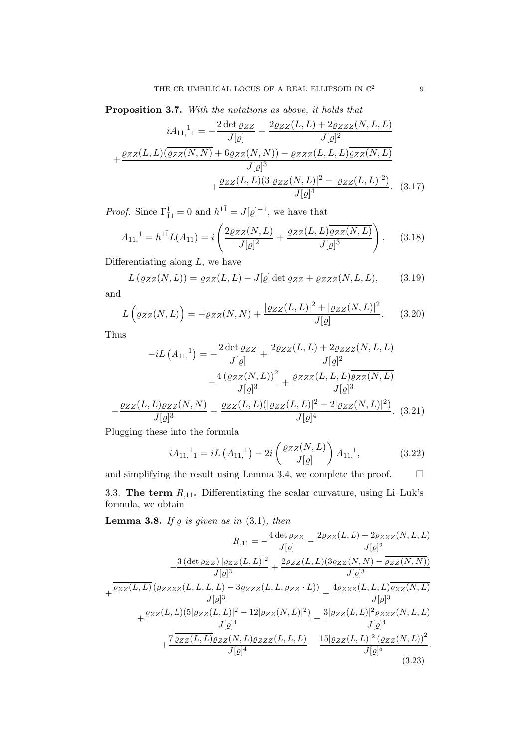**Proposition 3.7.** *With the notations as above, it holds that*

$$iA_{11,}{}^{1}{}_{1} = -\frac{2\det \varrho_{ZZ}}{J[\varrho]} - \frac{2\varrho_{ZZ}(L,L) + 2\varrho_{ZZZ}(N,L,L)}{J[\varrho]^2}$$
$$+\frac{\varrho_{ZZ}(L,L)(\overline{\varrho_{ZZ}(N,N)} + 6\varrho_{ZZ}(N,N)) - \varrho_{ZZZ}(L,L,L)\overline{\varrho_{ZZ}(N,L)}}{J[\varrho]^3}$$
$$+\frac{\varrho_{ZZ}(L,L)(3|\varrho_{ZZ}(N,L)|^2 - |\varrho_{ZZ}(L,L)|^2)}{J[\varrho]^4}. \quad (3.17)$$

*Proof.* Since $\Gamma^1_{\bar{1}1} = 0$ and $h^{1\bar{1}} = J[\varrho]^{-1}$, we have that

$$A_{11,}{}^{1} = h^{1\bar{1}}\overline{L}(A_{11}) = i\left(\frac{2\varrho_{ZZ}(N,L)}{J[\varrho]^2} + \frac{\varrho_{ZZ}(L,L)\overline{\varrho_{ZZ}(N,L)}}{J[\varrho]^3}\right). \quad (3.18)$$

Differentiating along $L$, we have

$$L\left(\varrho_{ZZ}(N,L)\right) = \varrho_{ZZ}(L,L) - J[\varrho]\det\varrho_{ZZ} + \varrho_{ZZZ}(N,L,L), \quad (3.19)$$

and

$$L\left(\overline{\varrho_{ZZ}(N,L)}\right) = -\overline{\varrho_{ZZ}(N,N)} + \frac{|\varrho_{ZZ}(L,L)|^2 + |\varrho_{ZZ}(N,L)|^2}{J[\varrho]}. \quad (3.20)$$

Thus

$$-iL\left(A_{11,}{}^{1}\right) = -\frac{2\det\varrho_{ZZ}}{J[\varrho]} + \frac{2\varrho_{ZZ}(L,L) + 2\varrho_{ZZZ}(N,L,L)}{J[\varrho]^2}$$
$$-\frac{4\left(\varrho_{ZZ}(N,L)\right)^2}{J[\varrho]^3} + \frac{\varrho_{ZZZ}(L,L,L)\overline{\varrho_{ZZ}(N,L)}}{J[\varrho]^3}$$
$$-\frac{\varrho_{ZZ}(L,L)\overline{\varrho_{ZZ}(N,N)}}{J[\varrho]^3} - \frac{\varrho_{ZZ}(L,L)(|\varrho_{ZZ}(L,L)|^2 - 2|\varrho_{ZZ}(N,L)|^2)}{J[\varrho]^4}. \quad (3.21)$$

Plugging these into the formula

$$iA_{11,}{}^{1}{}_{1} = iL\left(A_{11,}{}^{1}\right) - 2i\left(\frac{\varrho_{ZZ}(N,L)}{J[\varrho]}\right)A_{11,}{}^{1}, \quad (3.22)$$

and simplifying the result using Lemma 3.4, we complete the proof. □

### 3.3. The term $R_{,11}$.

Differentiating the scalar curvature, using Li–Luk's formula, we obtain

**Lemma 3.8.** *If $\varrho$ is given as in* (3.1), *then*

$$R_{,11} = -\frac{4\det\varrho_{ZZ}}{J[\varrho]} - \frac{2\varrho_{ZZ}(L,L) + 2\varrho_{ZZZ}(N,L,L)}{J[\varrho]^2}$$
$$-\frac{3\left(\det\varrho_{ZZ}\right)|\varrho_{ZZ}(L,L)|^2}{J[\varrho]^3} + \frac{2\varrho_{ZZ}(L,L)(3\varrho_{ZZ}(N,N) - \overline{\varrho_{ZZ}(N,N)})}{J[\varrho]^3}$$
$$+\frac{\overline{\varrho_{ZZ}(L,L)}\left(\varrho_{ZZZZ}(L,L,L,L) - 3\varrho_{ZZZ}(L,L,\varrho_{ZZ}\cdot L)\right)}{J[\varrho]^3} + \frac{4\varrho_{ZZZ}(L,L,L)\overline{\varrho_{ZZ}(N,L)}}{J[\varrho]^3}$$
$$+\frac{\varrho_{ZZ}(L,L)(5|\varrho_{ZZ}(L,L)|^2 - 12|\varrho_{ZZ}(N,L)|^2)}{J[\varrho]^4} + \frac{3|\varrho_{ZZ}(L,L)|^2\varrho_{ZZZ}(N,L,L)}{J[\varrho]^4}$$
$$+\frac{7\,\overline{\varrho_{ZZ}(L,L)}\varrho_{ZZ}(N,L)\varrho_{ZZZ}(L,L,L)}{J[\varrho]^4} - \frac{15|\varrho_{ZZ}(L,L)|^2\left(\varrho_{ZZ}(N,L)\right)^2}{J[\varrho]^5}. \quad (3.23)$$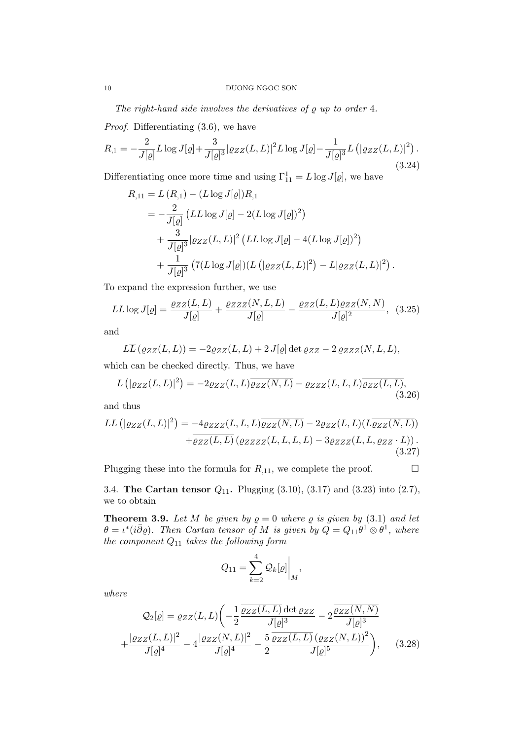*The right-hand side involves the derivatives of $\varrho$ up to order 4.*

*Proof.* Differentiating (3.6), we have

$$R_{,1} = -\frac{2}{J[\varrho]} L \log J[\varrho] + \frac{3}{J[\varrho]^3} |\varrho_{Z\bar{Z}}(L,L)|^2 L \log J[\varrho] - \frac{1}{J[\varrho]^3} L\left(|\varrho_{ZZ}(L,L)|^2\right). \tag{3.24}$$

Differentiating once more time and using $\Gamma_{11}^1 = L \log J[\varrho]$, we have

$$\begin{aligned}
R_{,11} &= L\left(R_{,1}\right) - (L \log J[\varrho]) R_{,1} \\
&= -\frac{2}{J[\varrho]} \left(LL \log J[\varrho] - 2(L \log J[\varrho])^2\right) \\
&\quad + \frac{3}{J[\varrho]^3} |\varrho_{ZZ}(L,L)|^2 \left(LL \log J[\varrho] - 4(L \log J[\varrho])^2\right) \\
&\quad + \frac{1}{J[\varrho]^3} \left(7(L \log J[\varrho])(L\left(|\varrho_{ZZ}(L,L)|^2\right) - L|\varrho_{ZZ}(L,L)|^2\right).
\end{aligned}$$

To expand the expression further, we use

$$LL \log J[\varrho] = \frac{\varrho_{ZZ}(L,L)}{J[\varrho]} + \frac{\varrho_{ZZZ}(N,L,L)}{J[\varrho]} - \frac{\varrho_{ZZ}(L,L)\varrho_{ZZ}(N,N)}{J[\varrho]^2}, \tag{3.25}$$

and

$$L\overline{L}\left(\varrho_{ZZ}(L,L)\right) = -2\varrho_{ZZ}(L,L) + 2\, J[\varrho] \det \varrho_{Z\bar{Z}} - 2\, \varrho_{ZZZ}(N,L,L),$$

which can be checked directly. Thus, we have

$$L\left(|\varrho_{ZZ}(L,L)|^2\right) = -2\varrho_{ZZ}(L,L)\overline{\varrho_{ZZ}(N,L)} - \varrho_{ZZZ}(L,L,L)\overline{\varrho_{ZZ}(L,L)}, \tag{3.26}$$

and thus

$$\begin{aligned}
LL\left(|\varrho_{ZZ}(L,L)|^2\right) = &-4\varrho_{ZZZ}(L,L,L)\overline{\varrho_{ZZ}(N,L)} - 2\varrho_{ZZ}(L,L)(L\overline{\varrho_{ZZ}(N,L)}) \\
&+ \overline{\varrho_{ZZ}(L,L)}\left(\varrho_{ZZZZ}(L,L,L,L) - 3\varrho_{ZZZ}(L,L,\varrho_{ZZ} \cdot L)\right).
\end{aligned} \tag{3.27}$$

Plugging these into the formula for $R_{,11}$, we complete the proof. $\square$

### 3.4. The Cartan tensor $Q_{11}$.

Plugging (3.10), (3.17) and (3.23) into (2.7), we to obtain

**Theorem 3.9.** *Let $M$ be given by $\varrho = 0$ where $\varrho$ is given by (3.1) and let $\theta = \iota^*(i\bar{\partial}\varrho)$. Then Cartan tensor of $M$ is given by $Q = Q_{11}\theta^1 \otimes \theta^1$, where the component $Q_{11}$ takes the following form*

$$Q_{11} = \sum_{k=2}^{4} \mathcal{Q}_k[\varrho]\bigg|_M,$$

*where*

$$\begin{aligned}
\mathcal{Q}_2[\varrho] = \varrho_{ZZ}(L,L)\bigg( &-\frac{1}{2}\frac{\overline{\varrho_{ZZ}(L,L)}\det \varrho_{Z\bar{Z}}}{J[\varrho]^3} - 2\frac{\overline{\varrho_{ZZ}(N,N)}}{J[\varrho]^3} \\
&+ \frac{|\varrho_{ZZ}(L,L)|^2}{J[\varrho]^4} - 4\frac{|\varrho_{ZZ}(N,L)|^2}{J[\varrho]^4} - \frac{5}{2}\frac{\overline{\varrho_{ZZ}(L,L)}\left(\varrho_{ZZ}(N,L)\right)^2}{J[\varrho]^5}\bigg),
\end{aligned} \tag{3.28}$$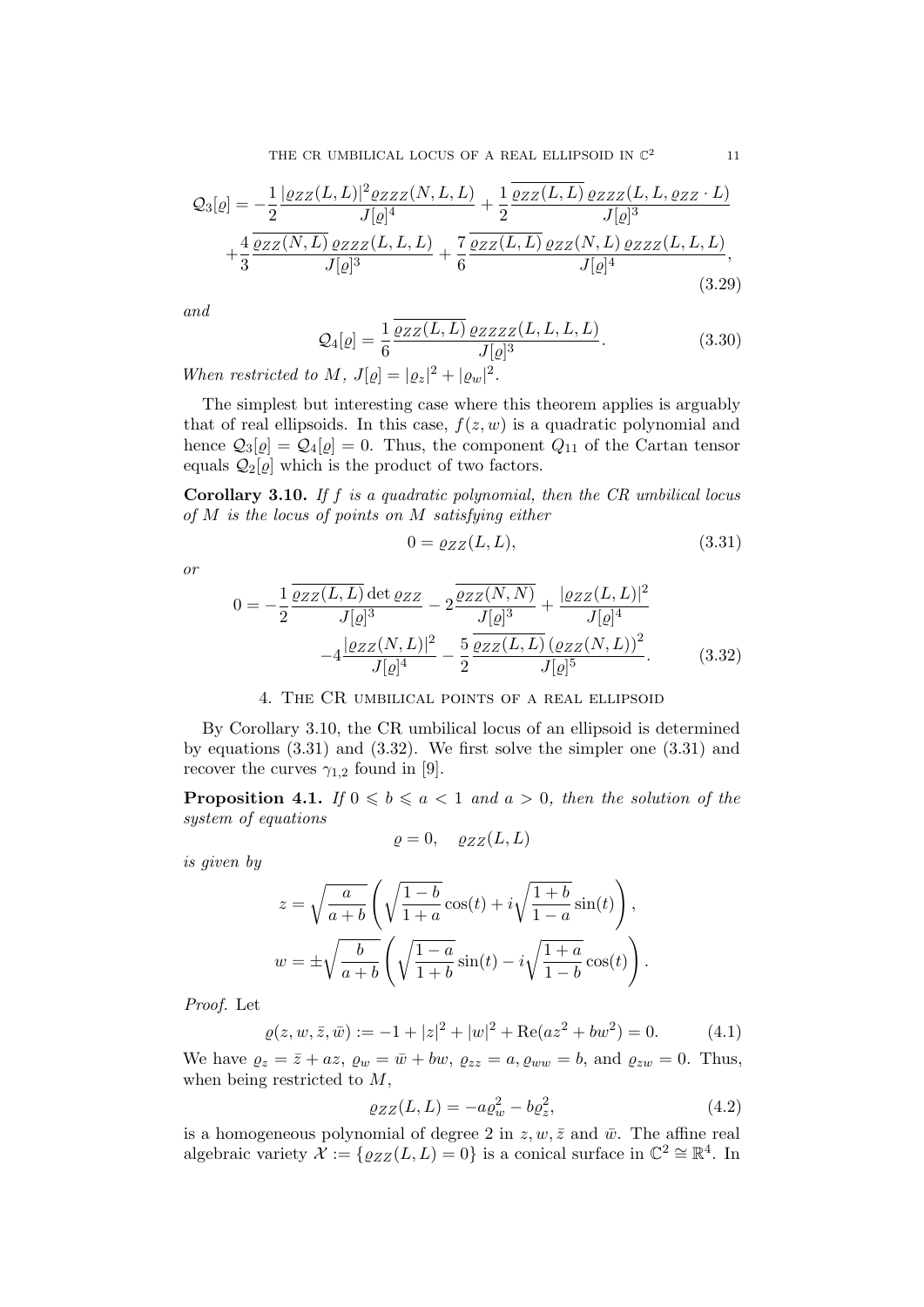$$
\mathcal{Q}_3[\varrho] = -\frac{1}{2}\frac{|\varrho_{ZZ}(L,L)|^2 \varrho_{ZZZ}(N,L,L)}{J[\varrho]^4} + \frac{1}{2}\frac{\overline{\varrho_{ZZ}(L,L)}\, \varrho_{ZZZ}(L,L,\varrho_{ZZ}\cdot L)}{J[\varrho]^3}
$$
$$
+\frac{4}{3}\frac{\overline{\varrho_{ZZ}(N,L)}\, \varrho_{ZZZ}(L,L,L)}{J[\varrho]^3} + \frac{7}{6}\frac{\overline{\varrho_{ZZ}(L,L)}\, \varrho_{ZZ}(N,L)\, \varrho_{ZZZ}(L,L,L)}{J[\varrho]^4}, \tag{3.29}
$$

*and*

$$
\mathcal{Q}_4[\varrho] = \frac{1}{6}\frac{\overline{\varrho_{ZZ}(L,L)}\, \varrho_{ZZZZ}(L,L,L,L)}{J[\varrho]^3}. \tag{3.30}
$$

*When restricted to $M$, $J[\varrho] = |\varrho_z|^2 + |\varrho_w|^2$.*

The simplest but interesting case where this theorem applies is arguably that of real ellipsoids. In this case, $f(z,w)$ is a quadratic polynomial and hence $\mathcal{Q}_3[\varrho] = \mathcal{Q}_4[\varrho] = 0$. Thus, the component $Q_{11}$ of the Cartan tensor equals $\mathcal{Q}_2[\varrho]$ which is the product of two factors.

**Corollary 3.10.** *If $f$ is a quadratic polynomial, then the CR umbilical locus of $M$ is the locus of points on $M$ satisfying either*

$$
0 = \varrho_{ZZ}(L,L), \tag{3.31}
$$

*or*

$$
0 = -\frac{1}{2}\frac{\overline{\varrho_{ZZ}(L,L)}\det \varrho_{ZZ}}{J[\varrho]^3} - 2\frac{\overline{\varrho_{ZZ}(N,N)}}{J[\varrho]^3} + \frac{|\varrho_{ZZ}(L,L)|^2}{J[\varrho]^4}
$$
$$
-4\frac{|\varrho_{ZZ}(N,L)|^2}{J[\varrho]^4} - \frac{5}{2}\frac{\overline{\varrho_{ZZ}(L,L)}\, (\varrho_{ZZ}(N,L))^2}{J[\varrho]^5}. \tag{3.32}
$$

## 4. The CR umbilical points of a real ellipsoid

By Corollary 3.10, the CR umbilical locus of an ellipsoid is determined by equations (3.31) and (3.32). We first solve the simpler one (3.31) and recover the curves $\gamma_{1,2}$ found in [9].

**Proposition 4.1.** *If $0 \leqslant b \leqslant a < 1$ and $a > 0$, then the solution of the system of equations*

$$
\varrho = 0, \quad \varrho_{ZZ}(L,L)
$$

*is given by*

$$
z = \sqrt{\frac{a}{a+b}}\left(\sqrt{\frac{1-b}{1+a}}\cos(t) + i\sqrt{\frac{1+b}{1-a}}\sin(t)\right),
$$
$$
w = \pm\sqrt{\frac{b}{a+b}}\left(\sqrt{\frac{1-a}{1+b}}\sin(t) - i\sqrt{\frac{1+a}{1-b}}\cos(t)\right).
$$

*Proof.* Let

$$
\varrho(z,w,\bar{z},\bar{w}) := -1 + |z|^2 + |w|^2 + \mathrm{Re}(az^2 + bw^2) = 0. \tag{4.1}
$$

We have $\varrho_z = \bar{z} + az$, $\varrho_w = \bar{w} + bw$, $\varrho_{zz} = a$, $\varrho_{ww} = b$, and $\varrho_{zw} = 0$. Thus, when being restricted to $M$,

$$
\varrho_{ZZ}(L,L) = -a\varrho_w^2 - b\varrho_z^2, \tag{4.2}
$$

is a homogeneous polynomial of degree 2 in $z, w, \bar{z}$ and $\bar{w}$. The affine real algebraic variety $\mathcal{X} := \{\varrho_{ZZ}(L,L) = 0\}$ is a conical surface in $\mathbb{C}^2 \cong \mathbb{R}^4$. In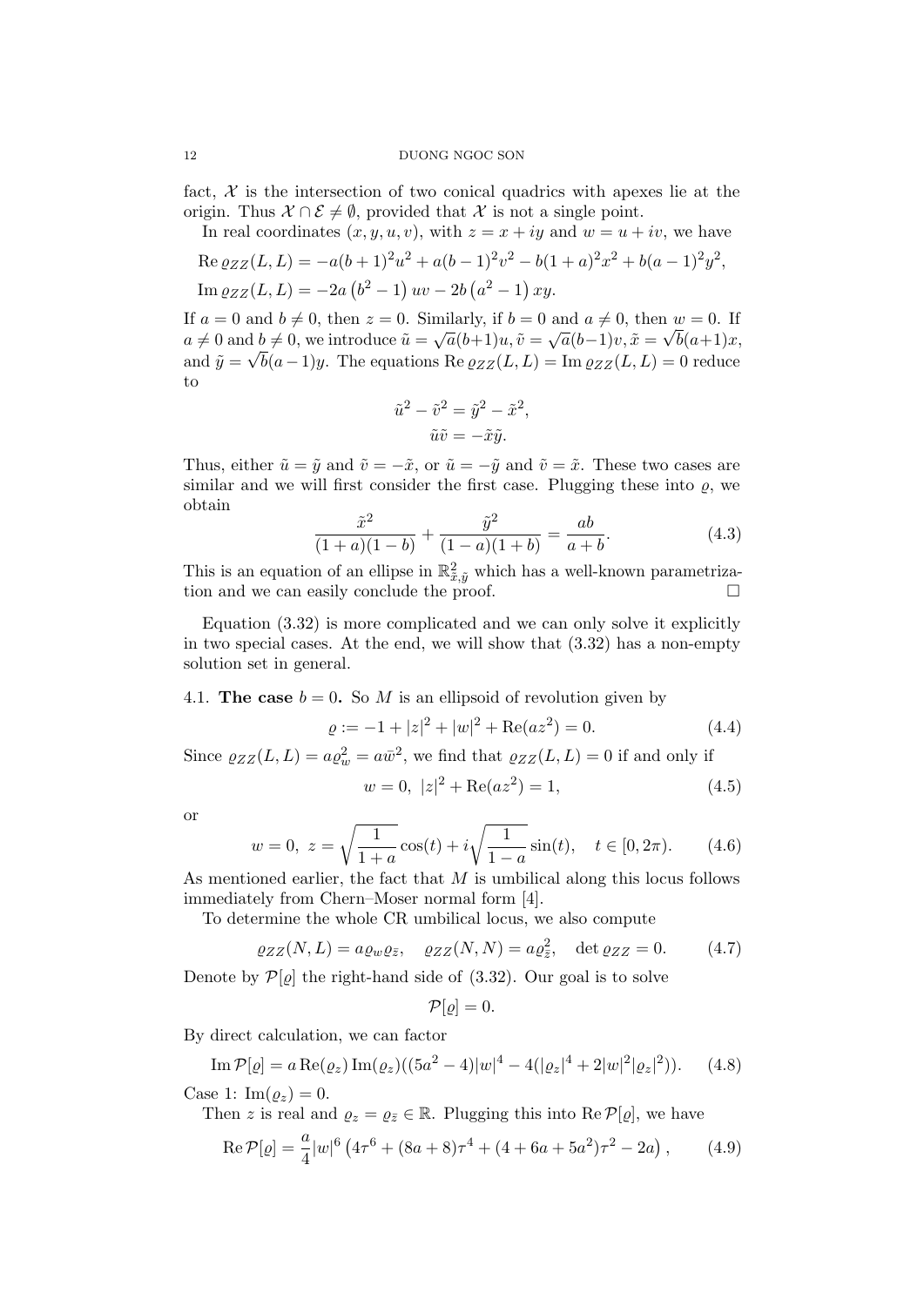fact, $\mathcal{X}$ is the intersection of two conical quadrics with apexes lie at the origin. Thus $\mathcal{X} \cap \mathcal{E} \neq \emptyset$, provided that $\mathcal{X}$ is not a single point.

In real coordinates $(x, y, u, v)$, with $z = x + iy$ and $w = u + iv$, we have

$$
\begin{aligned}
\operatorname{Re} \varrho_{ZZ}(L, L) &= -a(b+1)^2 u^2 + a(b-1)^2 v^2 - b(1+a)^2 x^2 + b(a-1)^2 y^2, \\
\operatorname{Im} \varrho_{ZZ}(L, L) &= -2a\left(b^2 - 1\right) uv - 2b\left(a^2 - 1\right) xy.
\end{aligned}
$$

If $a = 0$ and $b \neq 0$, then $z = 0$. Similarly, if $b = 0$ and $a \neq 0$, then $w = 0$. If $a \neq 0$ and $b \neq 0$, we introduce $\tilde{u} = \sqrt{a}(b+1)u, \tilde{v} = \sqrt{a}(b-1)v, \tilde{x} = \sqrt{b}(a+1)x$, and $\tilde{y} = \sqrt{b}(a-1)y$. The equations $\operatorname{Re} \varrho_{ZZ}(L, L) = \operatorname{Im} \varrho_{ZZ}(L, L) = 0$ reduce to

$$
\begin{aligned}
\tilde{u}^2 - \tilde{v}^2 &= \tilde{y}^2 - \tilde{x}^2, \\
\tilde{u}\tilde{v} &= -\tilde{x}\tilde{y}.
\end{aligned}
$$

Thus, either $\tilde{u} = \tilde{y}$ and $\tilde{v} = -\tilde{x}$, or $\tilde{u} = -\tilde{y}$ and $\tilde{v} = \tilde{x}$. These two cases are similar and we will first consider the first case. Plugging these into $\varrho$, we obtain

$$
\frac{\tilde{x}^2}{(1+a)(1-b)} + \frac{\tilde{y}^2}{(1-a)(1+b)} = \frac{ab}{a+b}. \tag{4.3}
$$

This is an equation of an ellipse in $\mathbb{R}^2_{\tilde{x},\tilde{y}}$ which has a well-known parametrization and we can easily conclude the proof. $\square$

Equation (3.32) is more complicated and we can only solve it explicitly in two special cases. At the end, we will show that (3.32) has a non-empty solution set in general.

**4.1. The case $b = 0$.** So $M$ is an ellipsoid of revolution given by

$$
\varrho := -1 + |z|^2 + |w|^2 + \operatorname{Re}(az^2) = 0. \tag{4.4}
$$

Since $\varrho_{ZZ}(L, L) = a\varrho_w^2 = a\bar{w}^2$, we find that $\varrho_{ZZ}(L, L) = 0$ if and only if

$$
w = 0, \ |z|^2 + \operatorname{Re}(az^2) = 1, \tag{4.5}
$$

or

$$
w = 0, \ z = \sqrt{\frac{1}{1+a}}\cos(t) + i\sqrt{\frac{1}{1-a}}\sin(t), \quad t \in [0, 2\pi). \tag{4.6}
$$

As mentioned earlier, the fact that $M$ is umbilical along this locus follows immediately from Chern–Moser normal form [4].

To determine the whole CR umbilical locus, we also compute

$$
\varrho_{ZZ}(N, L) = a\varrho_w\varrho_{\bar{z}}, \quad \varrho_{ZZ}(N, N) = a\varrho_{\bar{z}}^2, \quad \det \varrho_{ZZ} = 0. \tag{4.7}
$$

Denote by $\mathcal{P}[\varrho]$ the right-hand side of (3.32). Our goal is to solve

$$
\mathcal{P}[\varrho] = 0.
$$

By direct calculation, we can factor

$$
\operatorname{Im} \mathcal{P}[\varrho] = a \operatorname{Re}(\varrho_z) \operatorname{Im}(\varrho_z)((5a^2 - 4)|w|^4 - 4(|\varrho_z|^4 + 2|w|^2|\varrho_z|^2)). \tag{4.8}
$$

Case 1: $\operatorname{Im}(\varrho_z) = 0$.

Then $z$ is real and $\varrho_z = \varrho_{\bar{z}} \in \mathbb{R}$. Plugging this into $\operatorname{Re} \mathcal{P}[\varrho]$, we have

$$
\operatorname{Re} \mathcal{P}[\varrho] = \frac{a}{4}|w|^6\left(4\tau^6 + (8a+8)\tau^4 + (4 + 6a + 5a^2)\tau^2 - 2a\right), \tag{4.9}
$$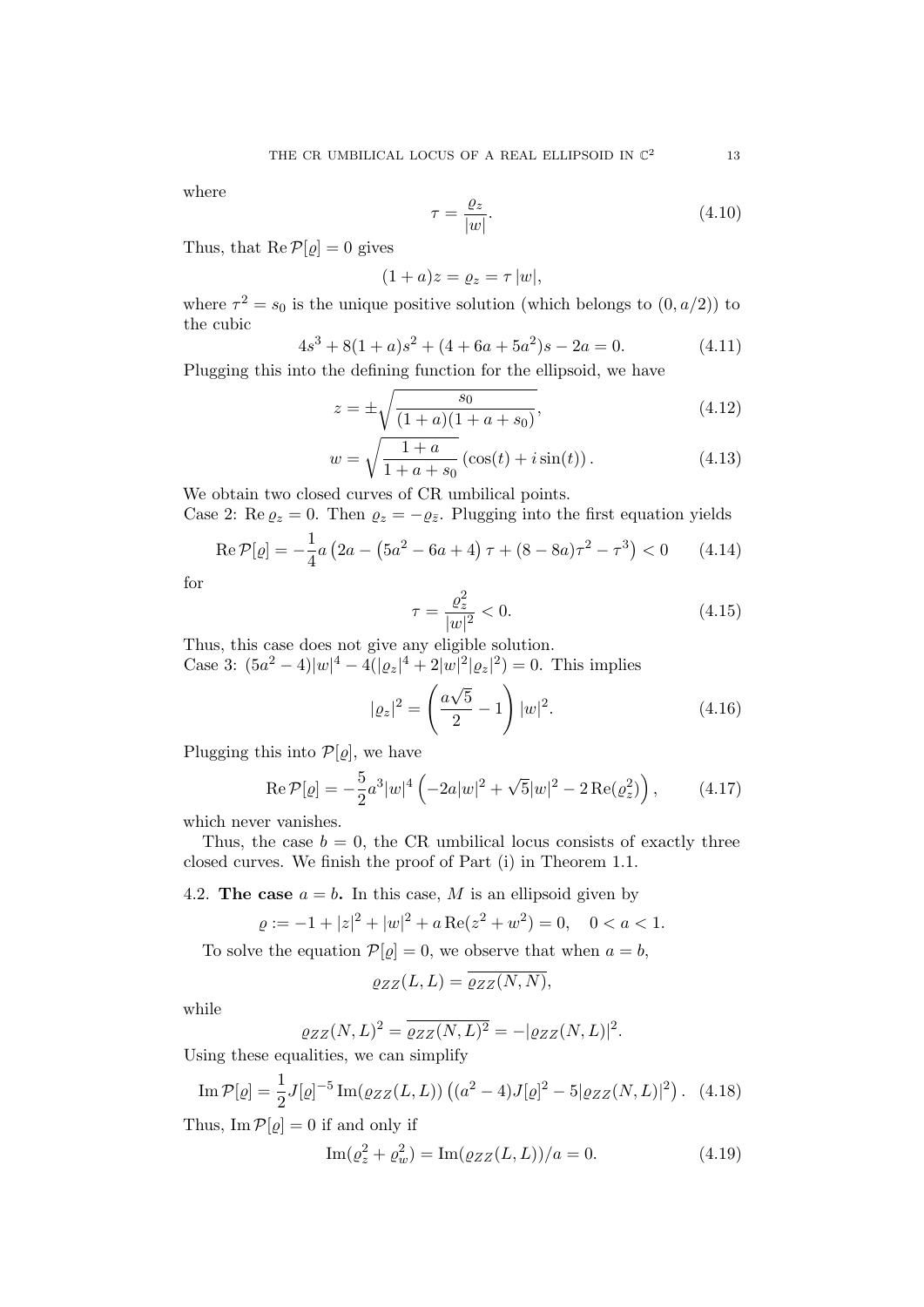where

$$\tau = \frac{\varrho_z}{|w|}. \tag{4.10}$$

Thus, that $\operatorname{Re} \mathcal{P}[\varrho] = 0$ gives

$$(1+a)z = \varrho_z = \tau\,|w|,$$

where $\tau^2 = s_0$ is the unique positive solution (which belongs to $(0, a/2)$) to the cubic

$$4s^3 + 8(1+a)s^2 + (4 + 6a + 5a^2)s - 2a = 0. \tag{4.11}$$

Plugging this into the defining function for the ellipsoid, we have

$$z = \pm\sqrt{\frac{s_0}{(1+a)(1+a+s_0)}}, \tag{4.12}$$

$$w = \sqrt{\frac{1+a}{1+a+s_0}}\left(\cos(t) + i\sin(t)\right). \tag{4.13}$$

We obtain two closed curves of CR umbilical points.
Case 2: $\operatorname{Re} \varrho_z = 0$. Then $\varrho_z = -\varrho_{\bar{z}}$. Plugging into the first equation yields

$$\operatorname{Re} \mathcal{P}[\varrho] = -\frac{1}{4}a\left(2a - \left(5a^2 - 6a + 4\right)\tau + (8 - 8a)\tau^2 - \tau^3\right) < 0 \tag{4.14}$$

for

$$\tau = \frac{\varrho_z^2}{|w|^2} < 0. \tag{4.15}$$

Thus, this case does not give any eligible solution.
Case 3: $(5a^2 - 4)|w|^4 - 4(|\varrho_z|^4 + 2|w|^2|\varrho_z|^2) = 0$. This implies

$$|\varrho_z|^2 = \left(\frac{a\sqrt{5}}{2} - 1\right)|w|^2. \tag{4.16}$$

Plugging this into $\mathcal{P}[\varrho]$, we have

$$\operatorname{Re} \mathcal{P}[\varrho] = -\frac{5}{2}a^3|w|^4\left(-2a|w|^2 + \sqrt{5}|w|^2 - 2\operatorname{Re}(\varrho_z^2)\right), \tag{4.17}$$

which never vanishes.

Thus, the case $b = 0$, the CR umbilical locus consists of exactly three closed curves. We finish the proof of Part (i) in Theorem 1.1.

### 4.2. The case $a = b$.

In this case, $M$ is an ellipsoid given by

$$\varrho := -1 + |z|^2 + |w|^2 + a\operatorname{Re}(z^2 + w^2) = 0, \quad 0 < a < 1.$$

To solve the equation $\mathcal{P}[\varrho] = 0$, we observe that when $a = b$,

$$\varrho_{ZZ}(L, L) = \overline{\varrho_{ZZ}(N, N)},$$

while

$$\varrho_{ZZ}(N, L)^2 = \overline{\varrho_{ZZ}(N, L)^2} = -|\varrho_{ZZ}(N, L)|^2.$$

Using these equalities, we can simplify

$$\operatorname{Im} \mathcal{P}[\varrho] = \frac{1}{2}J[\varrho]^{-5}\operatorname{Im}(\varrho_{ZZ}(L, L))\left((a^2 - 4)J[\varrho]^2 - 5|\varrho_{ZZ}(N, L)|^2\right). \tag{4.18}$$

Thus, $\operatorname{Im} \mathcal{P}[\varrho] = 0$ if and only if

$$\operatorname{Im}(\varrho_z^2 + \varrho_w^2) = \operatorname{Im}(\varrho_{ZZ}(L, L))/a = 0. \tag{4.19}$$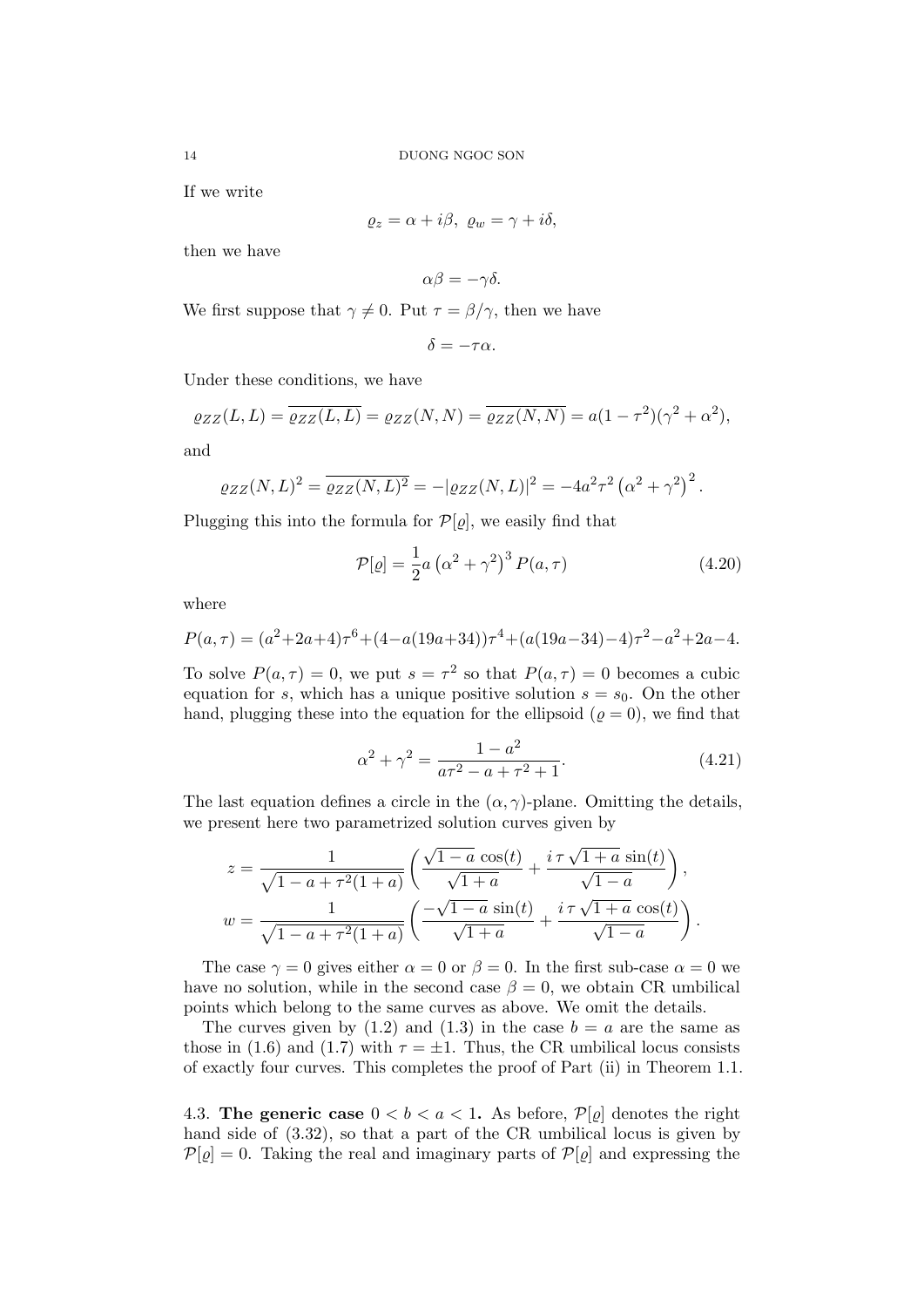If we write

$$\varrho_z = \alpha + i\beta, \ \varrho_w = \gamma + i\delta,$$

then we have

$$\alpha\beta = -\gamma\delta.$$

We first suppose that $\gamma \neq 0$. Put $\tau = \beta/\gamma$, then we have

$$\delta = -\tau\alpha.$$

Under these conditions, we have

$$\varrho_{ZZ}(L,L) = \overline{\varrho_{ZZ}(L,L)} = \varrho_{ZZ}(N,N) = \overline{\varrho_{ZZ}(N,N)} = a(1-\tau^2)(\gamma^2+\alpha^2),$$

and

$$\varrho_{ZZ}(N,L)^2 = \overline{\varrho_{ZZ}(N,L)^2} = -|\varrho_{ZZ}(N,L)|^2 = -4a^2\tau^2\left(\alpha^2+\gamma^2\right)^2.$$

Plugging this into the formula for $\mathcal{P}[\varrho]$, we easily find that

$$\mathcal{P}[\varrho] = \frac{1}{2}a\left(\alpha^2+\gamma^2\right)^3 P(a,\tau) \tag{4.20}$$

where

$$P(a,\tau) = (a^2+2a+4)\tau^6+(4-a(19a+34))\tau^4+(a(19a-34)-4)\tau^2-a^2+2a-4.$$

To solve $P(a,\tau)=0$, we put $s=\tau^2$ so that $P(a,\tau)=0$ becomes a cubic equation for $s$, which has a unique positive solution $s=s_0$. On the other hand, plugging these into the equation for the ellipsoid ($\varrho = 0$), we find that

$$\alpha^2+\gamma^2 = \frac{1-a^2}{a\tau^2-a+\tau^2+1}. \tag{4.21}$$

The last equation defines a circle in the $(\alpha,\gamma)$-plane. Omitting the details, we present here two parametrized solution curves given by

$$z = \frac{1}{\sqrt{1-a+\tau^2(1+a)}}\left(\frac{\sqrt{1-a}\,\cos(t)}{\sqrt{1+a}} + \frac{i\,\tau\,\sqrt{1+a}\,\sin(t)}{\sqrt{1-a}}\right),$$

$$w = \frac{1}{\sqrt{1-a+\tau^2(1+a)}}\left(\frac{-\sqrt{1-a}\,\sin(t)}{\sqrt{1+a}} + \frac{i\,\tau\,\sqrt{1+a}\,\cos(t)}{\sqrt{1-a}}\right).$$

The case $\gamma = 0$ gives either $\alpha = 0$ or $\beta = 0$. In the first sub-case $\alpha = 0$ we have no solution, while in the second case $\beta = 0$, we obtain CR umbilical points which belong to the same curves as above. We omit the details.

The curves given by (1.2) and (1.3) in the case $b = a$ are the same as those in (1.6) and (1.7) with $\tau = \pm 1$. Thus, the CR umbilical locus consists of exactly four curves. This completes the proof of Part (ii) in Theorem 1.1.

4.3. **The generic case $0 < b < a < 1$.** As before, $\mathcal{P}[\varrho]$ denotes the right hand side of (3.32), so that a part of the CR umbilical locus is given by $\mathcal{P}[\varrho] = 0$. Taking the real and imaginary parts of $\mathcal{P}[\varrho]$ and expressing the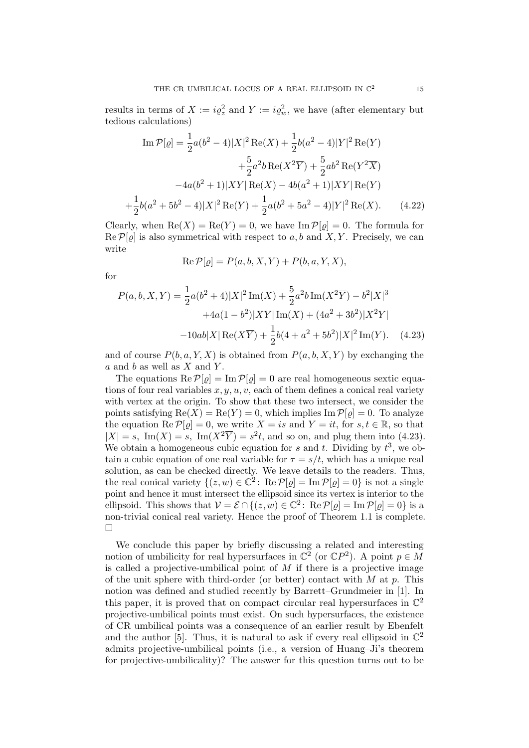results in terms of $X := i\varrho_z^2$ and $Y := i\varrho_w^2$, we have (after elementary but tedious calculations)

$$
\begin{aligned}
\operatorname{Im} \mathcal{P}[\varrho] = \frac{1}{2}a(b^2-4)|X|^2 \operatorname{Re}(X) + \frac{1}{2}b(a^2-4)|Y|^2 \operatorname{Re}(Y) \\
+\frac{5}{2}a^2 b \operatorname{Re}(X^2\overline{Y}) + \frac{5}{2}ab^2 \operatorname{Re}(Y^2\overline{X}) \\
-4a(b^2+1)|XY|\operatorname{Re}(X) - 4b(a^2+1)|XY|\operatorname{Re}(Y) \\
+\frac{1}{2}b(a^2+5b^2-4)|X|^2\operatorname{Re}(Y) + \frac{1}{2}a(b^2+5a^2-4)|Y|^2\operatorname{Re}(X). \qquad (4.22)
\end{aligned}
$$

Clearly, when $\operatorname{Re}(X) = \operatorname{Re}(Y) = 0$, we have $\operatorname{Im}\mathcal{P}[\varrho] = 0$. The formula for $\operatorname{Re}\mathcal{P}[\varrho]$ is also symmetrical with respect to $a, b$ and $X, Y$. Precisely, we can write

$$
\operatorname{Re}\mathcal{P}[\varrho] = P(a, b, X, Y) + P(b, a, Y, X),
$$

for

$$
\begin{aligned}
P(a,b,X,Y) = \frac{1}{2}a(b^2+4)|X|^2\operatorname{Im}(X) + \frac{5}{2}a^2 b \operatorname{Im}(X^2\overline{Y}) - b^2|X|^3 \\
+4a(1-b^2)|XY|\operatorname{Im}(X) + (4a^2+3b^2)|X^2Y| \\
-10ab|X|\operatorname{Re}(X\overline{Y}) + \frac{1}{2}b(4+a^2+5b^2)|X|^2\operatorname{Im}(Y). \qquad (4.23)
\end{aligned}
$$

and of course $P(b, a, Y, X)$ is obtained from $P(a, b, X, Y)$ by exchanging the $a$ and $b$ as well as $X$ and $Y$.

The equations $\operatorname{Re}\mathcal{P}[\varrho] = \operatorname{Im}\mathcal{P}[\varrho] = 0$ are real homogeneous sextic equations of four real variables $x, y, u, v$, each of them defines a conical real variety with vertex at the origin. To show that these two intersect, we consider the points satisfying $\operatorname{Re}(X) = \operatorname{Re}(Y) = 0$, which implies $\operatorname{Im}\mathcal{P}[\varrho] = 0$. To analyze the equation $\operatorname{Re}\mathcal{P}[\varrho] = 0$, we write $X = is$ and $Y = it$, for $s, t \in \mathbb{R}$, so that $|X| = s$, $\operatorname{Im}(X) = s$, $\operatorname{Im}(X^2\overline{Y}) = s^2 t$, and so on, and plug them into (4.23). We obtain a homogeneous cubic equation for $s$ and $t$. Dividing by $t^3$, we obtain a cubic equation of one real variable for $\tau = s/t$, which has a unique real solution, as can be checked directly. We leave details to the readers. Thus, the real conical variety $\{(z, w) \in \mathbb{C}^2 \colon \operatorname{Re}\mathcal{P}[\varrho] = \operatorname{Im}\mathcal{P}[\varrho] = 0\}$ is not a single point and hence it must intersect the ellipsoid since its vertex is interior to the ellipsoid. This shows that $\mathcal{V} = \mathcal{E} \cap \{(z, w) \in \mathbb{C}^2 \colon \operatorname{Re}\mathcal{P}[\varrho] = \operatorname{Im}\mathcal{P}[\varrho] = 0\}$ is a non-trivial conical real variety. Hence the proof of Theorem 1.1 is complete. □

We conclude this paper by briefly discussing a related and interesting notion of umbilicity for real hypersurfaces in $\mathbb{C}^2$ (or $\mathbb{C}P^2$). A point $p \in M$ is called a projective-umbilical point of $M$ if there is a projective image of the unit sphere with third-order (or better) contact with $M$ at $p$. This notion was defined and studied recently by Barrett–Grundmeier in [1]. In this paper, it is proved that on compact circular real hypersurfaces in $\mathbb{C}^2$ projective-umbilical points must exist. On such hypersurfaces, the existence of CR umbilical points was a consequence of an earlier result by Ebenfelt and the author [5]. Thus, it is natural to ask if every real ellipsoid in $\mathbb{C}^2$ admits projective-umbilical points (i.e., a version of Huang–Ji's theorem for projective-umbilicality)? The answer for this question turns out to be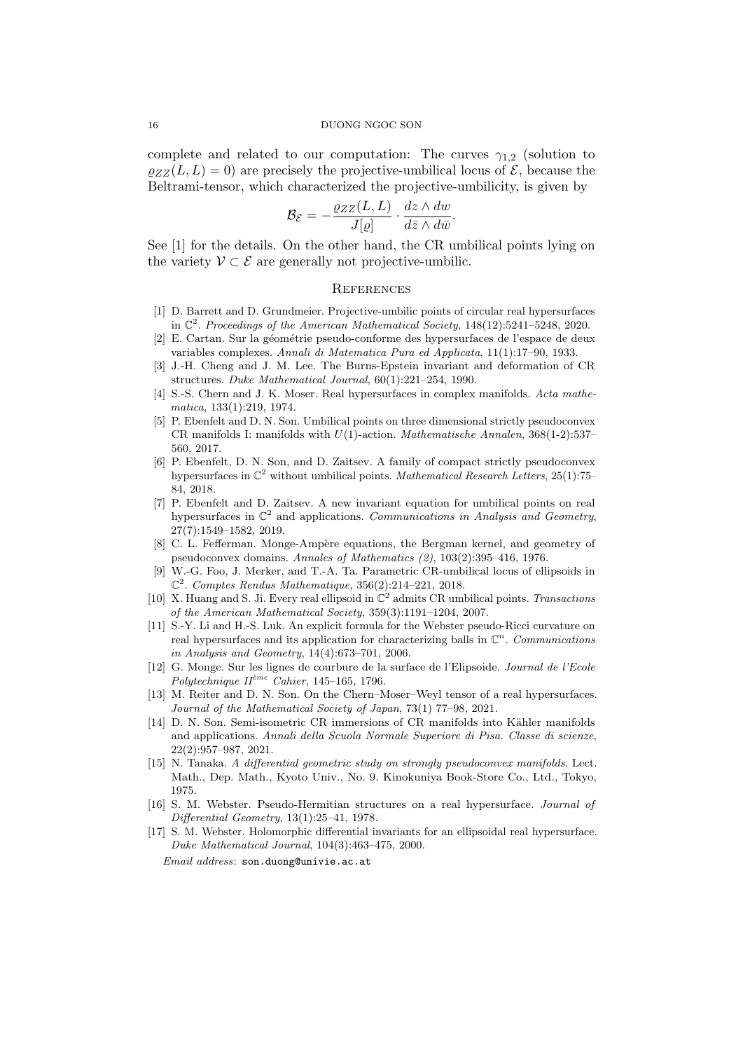complete and related to our computation: The curves $\gamma_{1,2}$ (solution to $\varrho_{ZZ}(L, L) = 0$) are precisely the projective-umbilical locus of $\mathcal{E}$, because the Beltrami-tensor, which characterized the projective-umbilicity, is given by

$$\mathcal{B}_{\mathcal{E}} = -\frac{\varrho_{ZZ}(L, L)}{J[\varrho]} \cdot \frac{dz \wedge dw}{d\bar{z} \wedge d\bar{w}}.$$

See [1] for the details. On the other hand, the CR umbilical points lying on the variety $\mathcal{V} \subset \mathcal{E}$ are generally not projective-umbilic.

## References

[1] D. Barrett and D. Grundmeier. Projective-umbilic points of circular real hypersurfaces in $\mathbb{C}^2$. *Proceedings of the American Mathematical Society*, 148(12):5241–5248, 2020.

[2] E. Cartan. Sur la géométrie pseudo-conforme des hypersurfaces de l'espace de deux variables complexes. *Annali di Matematica Pura ed Applicata*, 11(1):17–90, 1933.

[3] J.-H. Cheng and J. M. Lee. The Burns-Epstein invariant and deformation of CR structures. *Duke Mathematical Journal*, 60(1):221–254, 1990.

[4] S.-S. Chern and J. K. Moser. Real hypersurfaces in complex manifolds. *Acta mathematica*, 133(1):219, 1974.

[5] P. Ebenfelt and D. N. Son. Umbilical points on three dimensional strictly pseudoconvex CR manifolds I: manifolds with $U(1)$-action. *Mathematische Annalen*, 368(1-2):537–560, 2017.

[6] P. Ebenfelt, D. N. Son, and D. Zaitsev. A family of compact strictly pseudoconvex hypersurfaces in $\mathbb{C}^2$ without umbilical points. *Mathematical Research Letters*, 25(1):75–84, 2018.

[7] P. Ebenfelt and D. Zaitsev. A new invariant equation for umbilical points on real hypersurfaces in $\mathbb{C}^2$ and applications. *Communications in Analysis and Geometry*, 27(7):1549–1582, 2019.

[8] C. L. Fefferman. Monge-Ampère equations, the Bergman kernel, and geometry of pseudoconvex domains. *Annales of Mathematics (2)*, 103(2):395–416, 1976.

[9] W.-G. Foo, J. Merker, and T.-A. Ta. Parametric CR-umbilical locus of ellipsoids in $\mathbb{C}^2$. *Comptes Rendus Mathematique*, 356(2):214–221, 2018.

[10] X. Huang and S. Ji. Every real ellipsoid in $\mathbb{C}^2$ admits CR umbilical points. *Transactions of the American Mathematical Society*, 359(3):1191–1204, 2007.

[11] S.-Y. Li and H.-S. Luk. An explicit formula for the Webster pseudo-Ricci curvature on real hypersurfaces and its application for characterizing balls in $\mathbb{C}^n$. *Communications in Analysis and Geometry*, 14(4):673–701, 2006.

[12] G. Monge. Sur les lignes de courbure de la surface de l'Elipsoide. *Journal de l'Ecole Polytechnique II$^{ème}$ Cahier*, 145–165, 1796.

[13] M. Reiter and D. N. Son. On the Chern–Moser–Weyl tensor of a real hypersurfaces. *Journal of the Mathematical Society of Japan*, 73(1) 77–98, 2021.

[14] D. N. Son. Semi-isometric CR immersions of CR manifolds into Kähler manifolds and applications. *Annali della Scuola Normale Superiore di Pisa. Classe di scienze*, 22(2):957–987, 2021.

[15] N. Tanaka. *A differential geometric study on strongly pseudoconvex manifolds*. Lect. Math., Dep. Math., Kyoto Univ., No. 9. Kinokuniya Book-Store Co., Ltd., Tokyo, 1975.

[16] S. M. Webster. Pseudo-Hermitian structures on a real hypersurface. *Journal of Differential Geometry*, 13(1):25–41, 1978.

[17] S. M. Webster. Holomorphic differential invariants for an ellipsoidal real hypersurface. *Duke Mathematical Journal*, 104(3):463–475, 2000.

*Email address*: son.duong@univie.ac.at